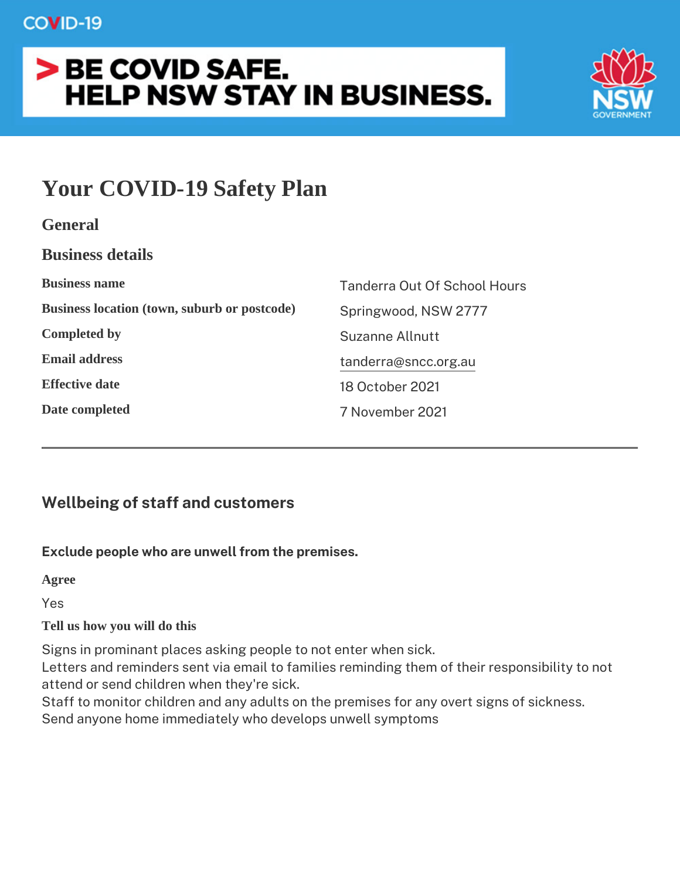COVID-19

BE COVID SAFE.
HELP NSW STAY IN BUSINESS.

# Your COVID-19 Safety Plan

## General

### Business details

| | |
|---|---|
| **Business name** | Tanderra Out Of School Hours |
| **Business location (town, suburb or postcode)** | Springwood, NSW 2777 |
| **Completed by** | Suzanne Allnutt |
| **Email address** | tanderra@sncc.org.au |
| **Effective date** | 18 October 2021 |
| **Date completed** | 7 November 2021 |

---

## Wellbeing of staff and customers

**Exclude people who are unwell from the premises.**

**Agree**

Yes

**Tell us how you will do this**

Signs in prominant places asking people to not enter when sick.
Letters and reminders sent via email to families reminding them of their responsibility to not attend or send children when they're sick.
Staff to monitor children and any adults on the premises for any overt signs of sickness.
Send anyone home immediately who develops unwell symptoms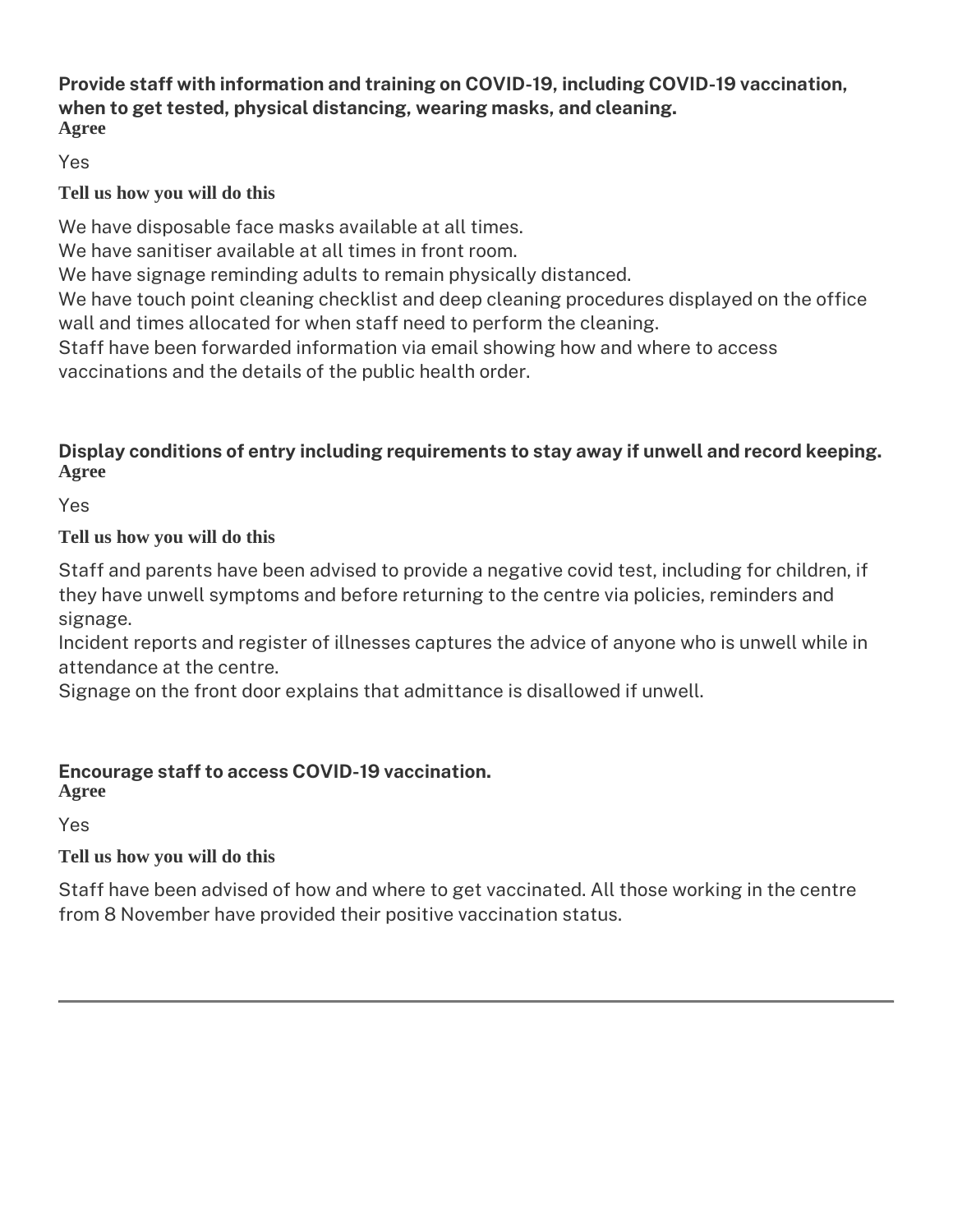**Provide staff with information and training on COVID-19, including COVID-19 vaccination, when to get tested, physical distancing, wearing masks, and cleaning.**

**Agree**

Yes

**Tell us how you will do this**

We have disposable face masks available at all times.
We have sanitiser available at all times in front room.
We have signage reminding adults to remain physically distanced.
We have touch point cleaning checklist and deep cleaning procedures displayed on the office wall and times allocated for when staff need to perform the cleaning.
Staff have been forwarded information via email showing how and where to access vaccinations and the details of the public health order.

**Display conditions of entry including requirements to stay away if unwell and record keeping.**

**Agree**

Yes

**Tell us how you will do this**

Staff and parents have been advised to provide a negative covid test, including for children, if they have unwell symptoms and before returning to the centre via policies, reminders and signage.
Incident reports and register of illnesses captures the advice of anyone who is unwell while in attendance at the centre.
Signage on the front door explains that admittance is disallowed if unwell.

**Encourage staff to access COVID-19 vaccination.**

**Agree**

Yes

**Tell us how you will do this**

Staff have been advised of how and where to get vaccinated. All those working in the centre from 8 November have provided their positive vaccination status.

---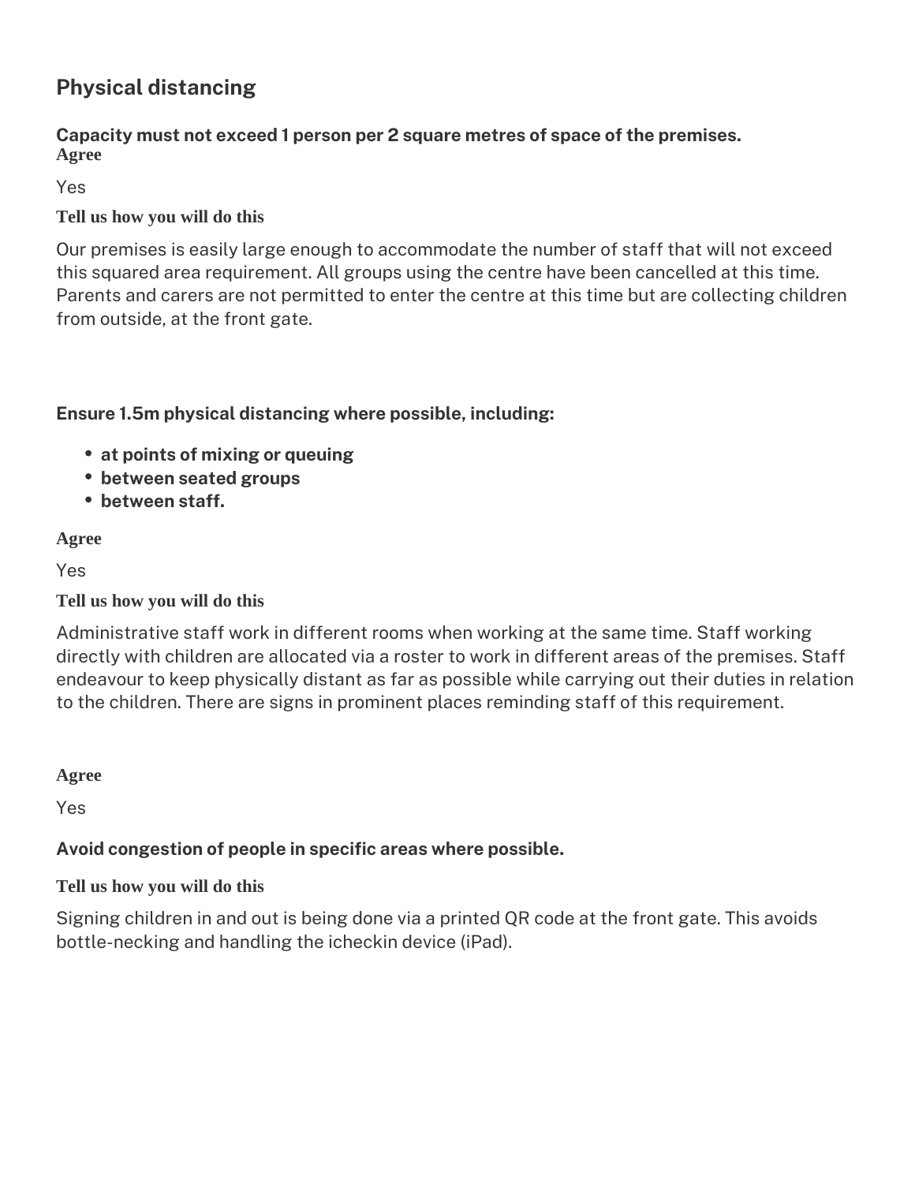## Physical distancing

**Capacity must not exceed 1 person per 2 square metres of space of the premises.**

**Agree**

Yes

**Tell us how you will do this**

Our premises is easily large enough to accommodate the number of staff that will not exceed this squared area requirement. All groups using the centre have been cancelled at this time. Parents and carers are not permitted to enter the centre at this time but are collecting children from outside, at the front gate.

**Ensure 1.5m physical distancing where possible, including:**

- **at points of mixing or queuing**
- **between seated groups**
- **between staff.**

**Agree**

Yes

**Tell us how you will do this**

Administrative staff work in different rooms when working at the same time. Staff working directly with children are allocated via a roster to work in different areas of the premises. Staff endeavour to keep physically distant as far as possible while carrying out their duties in relation to the children. There are signs in prominent places reminding staff of this requirement.

**Agree**

Yes

**Avoid congestion of people in specific areas where possible.**

**Tell us how you will do this**

Signing children in and out is being done via a printed QR code at the front gate. This avoids bottle-necking and handling the icheckin device (iPad).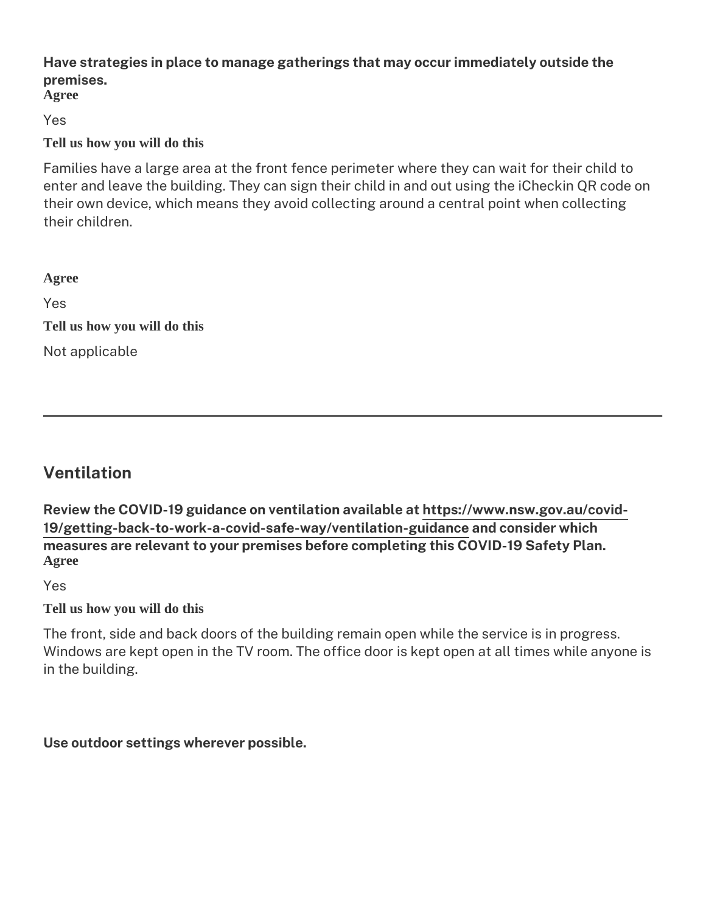**Have strategies in place to manage gatherings that may occur immediately outside the premises.**

**Agree**

Yes

**Tell us how you will do this**

Families have a large area at the front fence perimeter where they can wait for their child to enter and leave the building. They can sign their child in and out using the iCheckin QR code on their own device, which means they avoid collecting around a central point when collecting their children.

**Agree**

Yes

**Tell us how you will do this**

Not applicable

---

## Ventilation

**Review the COVID-19 guidance on ventilation available at [https://www.nsw.gov.au/covid-19/getting-back-to-work-a-covid-safe-way/ventilation-guidance](https://www.nsw.gov.au/covid-19/getting-back-to-work-a-covid-safe-way/ventilation-guidance) and consider which measures are relevant to your premises before completing this COVID-19 Safety Plan.**

**Agree**

Yes

**Tell us how you will do this**

The front, side and back doors of the building remain open while the service is in progress. Windows are kept open in the TV room. The office door is kept open at all times while anyone is in the building.

**Use outdoor settings wherever possible.**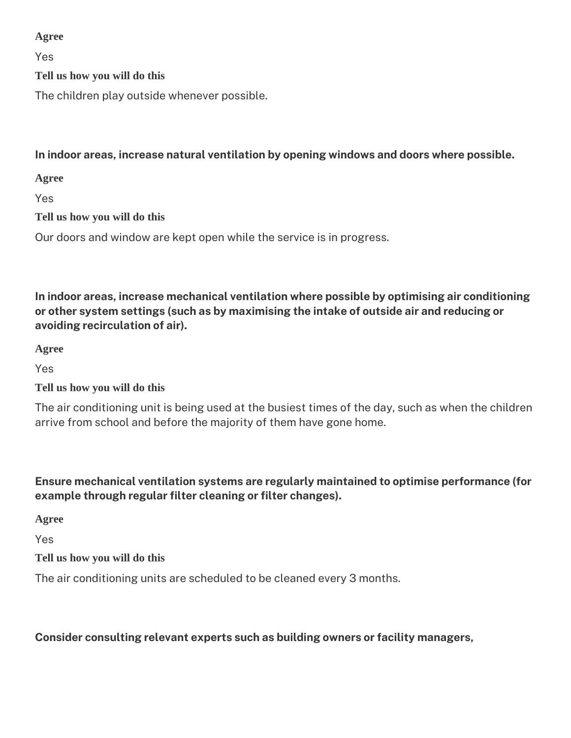**Agree**

Yes

**Tell us how you will do this**

The children play outside whenever possible.

**In indoor areas, increase natural ventilation by opening windows and doors where possible.**

**Agree**

Yes

**Tell us how you will do this**

Our doors and window are kept open while the service is in progress.

**In indoor areas, increase mechanical ventilation where possible by optimising air conditioning or other system settings (such as by maximising the intake of outside air and reducing or avoiding recirculation of air).**

**Agree**

Yes

**Tell us how you will do this**

The air conditioning unit is being used at the busiest times of the day, such as when the children arrive from school and before the majority of them have gone home.

**Ensure mechanical ventilation systems are regularly maintained to optimise performance (for example through regular filter cleaning or filter changes).**

**Agree**

Yes

**Tell us how you will do this**

The air conditioning units are scheduled to be cleaned every 3 months.

**Consider consulting relevant experts such as building owners or facility managers,**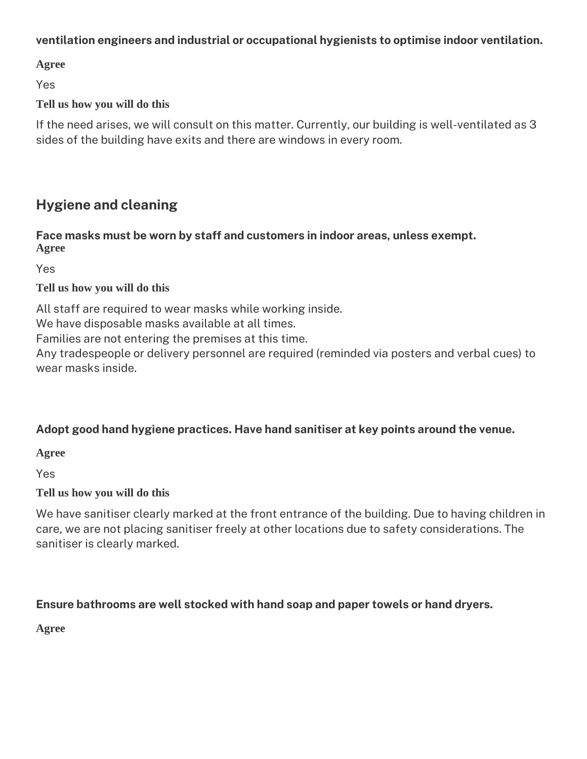**ventilation engineers and industrial or occupational hygienists to optimise indoor ventilation.**

**Agree**

Yes

**Tell us how you will do this**

If the need arises, we will consult on this matter. Currently, our building is well-ventilated as 3 sides of the building have exits and there are windows in every room.

## Hygiene and cleaning

**Face masks must be worn by staff and customers in indoor areas, unless exempt.**
**Agree**

Yes

**Tell us how you will do this**

All staff are required to wear masks while working inside.
We have disposable masks available at all times.
Families are not entering the premises at this time.
Any tradespeople or delivery personnel are required (reminded via posters and verbal cues) to wear masks inside.

**Adopt good hand hygiene practices. Have hand sanitiser at key points around the venue.**

**Agree**

Yes

**Tell us how you will do this**

We have sanitiser clearly marked at the front entrance of the building. Due to having children in care, we are not placing sanitiser freely at other locations due to safety considerations. The sanitiser is clearly marked.

**Ensure bathrooms are well stocked with hand soap and paper towels or hand dryers.**

**Agree**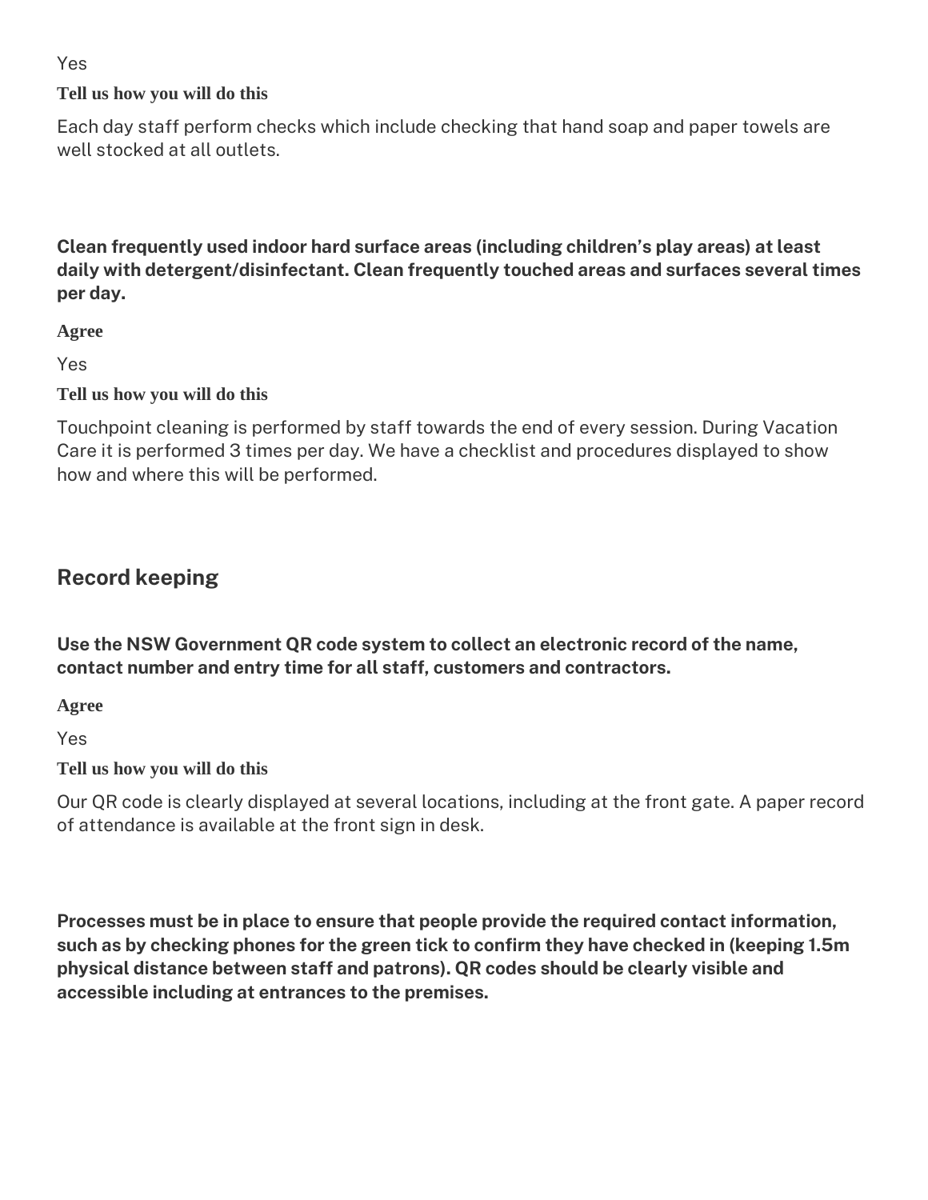Yes

**Tell us how you will do this**

Each day staff perform checks which include checking that hand soap and paper towels are well stocked at all outlets.

**Clean frequently used indoor hard surface areas (including children's play areas) at least daily with detergent/disinfectant. Clean frequently touched areas and surfaces several times per day.**

**Agree**

Yes

**Tell us how you will do this**

Touchpoint cleaning is performed by staff towards the end of every session. During Vacation Care it is performed 3 times per day. We have a checklist and procedures displayed to show how and where this will be performed.

## Record keeping

**Use the NSW Government QR code system to collect an electronic record of the name, contact number and entry time for all staff, customers and contractors.**

**Agree**

Yes

**Tell us how you will do this**

Our QR code is clearly displayed at several locations, including at the front gate. A paper record of attendance is available at the front sign in desk.

**Processes must be in place to ensure that people provide the required contact information, such as by checking phones for the green tick to confirm they have checked in (keeping 1.5m physical distance between staff and patrons). QR codes should be clearly visible and accessible including at entrances to the premises.**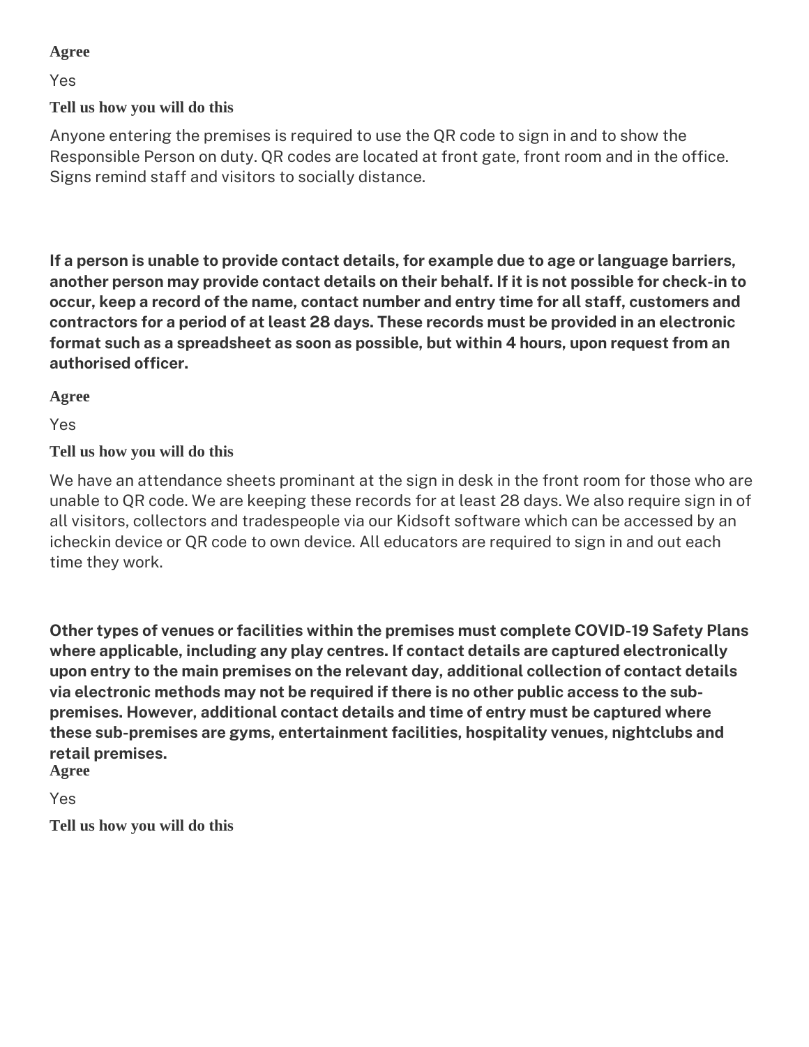**Agree**

Yes

**Tell us how you will do this**

Anyone entering the premises is required to use the QR code to sign in and to show the Responsible Person on duty. QR codes are located at front gate, front room and in the office. Signs remind staff and visitors to socially distance.

**If a person is unable to provide contact details, for example due to age or language barriers, another person may provide contact details on their behalf. If it is not possible for check-in to occur, keep a record of the name, contact number and entry time for all staff, customers and contractors for a period of at least 28 days. These records must be provided in an electronic format such as a spreadsheet as soon as possible, but within 4 hours, upon request from an authorised officer.**

**Agree**

Yes

**Tell us how you will do this**

We have an attendance sheets prominant at the sign in desk in the front room for those who are unable to QR code. We are keeping these records for at least 28 days. We also require sign in of all visitors, collectors and tradespeople via our Kidsoft software which can be accessed by an icheckin device or QR code to own device. All educators are required to sign in and out each time they work.

**Other types of venues or facilities within the premises must complete COVID-19 Safety Plans where applicable, including any play centres. If contact details are captured electronically upon entry to the main premises on the relevant day, additional collection of contact details via electronic methods may not be required if there is no other public access to the sub-premises. However, additional contact details and time of entry must be captured where these sub-premises are gyms, entertainment facilities, hospitality venues, nightclubs and retail premises.**

**Agree**

Yes

**Tell us how you will do this**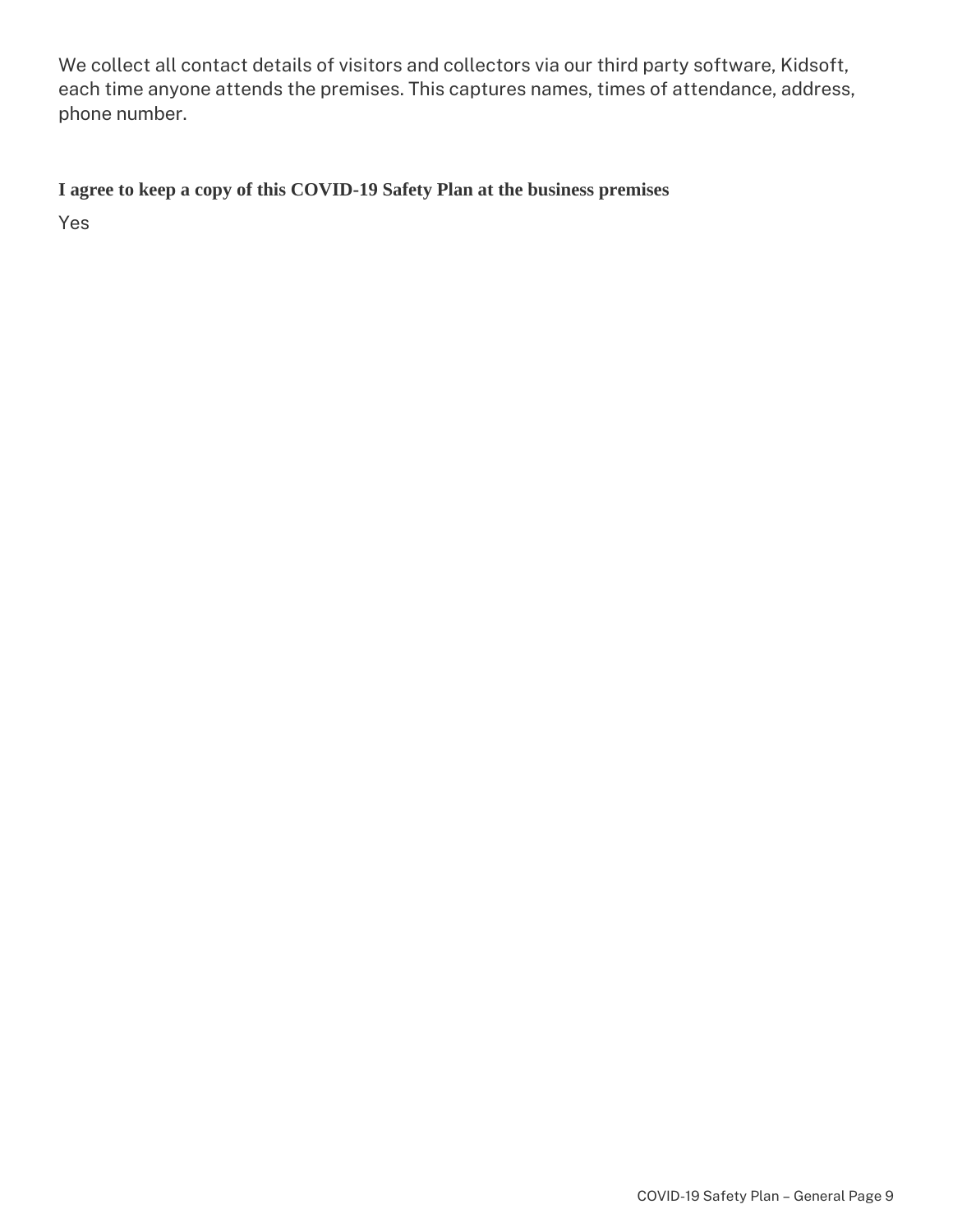We collect all contact details of visitors and collectors via our third party software, Kidsoft, each time anyone attends the premises. This captures names, times of attendance, address, phone number.

**I agree to keep a copy of this COVID-19 Safety Plan at the business premises**

Yes